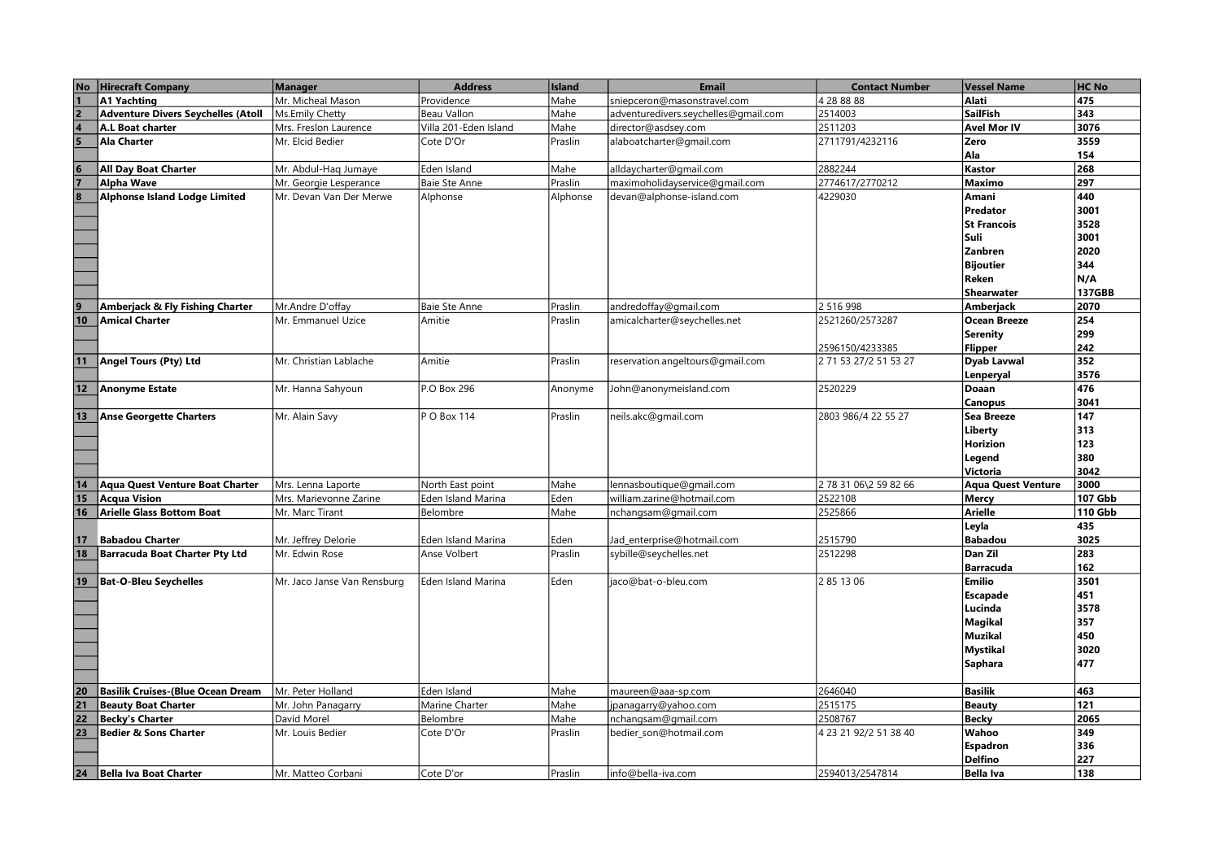| No | Hirecraft Company | Manager | Address | Island | Email | Contact Number | Vessel Name | HC No |
|---|---|---|---|---|---|---|---|---|
| 1 | A1 Yachting | Mr. Micheal Mason | Providence | Mahe | sniepceron@masonstravel.com | 4 28 88 88 | Alati | 475 |
| 2 | Adventure Divers Seychelles (Atoll | Ms.Emily Chetty | Beau Vallon | Mahe | adventuredivers.seychelles@gmail.com | 2514003 | SailFish | 343 |
| 4 | A.L Boat charter | Mrs. Freslon Laurence | Villa 201-Eden Island | Mahe | director@asdsey.com | 2511203 | Avel Mor IV | 3076 |
| 5 | Ala Charter | Mr. Elcid Bedier | Cote D'Or | Praslin | alaboatcharter@gmail.com | 2711791/4232116 | Zero | 3559 |
| | | | | | | | Ala | 154 |
| 6 | All Day Boat Charter | Mr. Abdul-Haq Jumaye | Eden Island | Mahe | alldaycharter@gmail.com | 2882244 | Kastor | 268 |
| 7 | Alpha Wave | Mr. Georgie Lesperance | Baie Ste Anne | Praslin | maximoholidayservice@gmail.com | 2774617/2770212 | Maximo | 297 |
| 8 | Alphonse Island Lodge Limited | Mr. Devan Van Der Merwe | Alphonse | Alphonse | devan@alphonse-island.com | 4229030 | Amani | 440 |
| | | | | | | | Predator | 3001 |
| | | | | | | | St Francois | 3528 |
| | | | | | | | Suli | 3001 |
| | | | | | | | Zanbren | 2020 |
| | | | | | | | Bijoutier | 344 |
| | | | | | | | Reken | N/A |
| | | | | | | | Shearwater | 137GBB |
| 9 | Amberjack & Fly Fishing Charter | Mr.Andre D'offay | Baie Ste Anne | Praslin | andredoffay@gmail.com | 2 516 998 | Amberjack | 2070 |
| 10 | Amical Charter | Mr. Emmanuel Uzice | Amitie | Praslin | amicalcharter@seychelles.net | 2521260/2573287 | Ocean Breeze | 254 |
| | | | | | | | Serenity | 299 |
| | | | | | | 2596150/4233385 | Flipper | 242 |
| 11 | Angel Tours (Pty) Ltd | Mr. Christian Lablache | Amitie | Praslin | reservation.angeltours@gmail.com | 2 71 53 27/2 51 53 27 | Dyab Lavwal | 352 |
| | | | | | | | Lenperyal | 3576 |
| 12 | Anonyme Estate | Mr. Hanna Sahyoun | P.O Box 296 | Anonyme | John@anonymeisland.com | 2520229 | Doaan | 476 |
| | | | | | | | Canopus | 3041 |
| 13 | Anse Georgette Charters | Mr. Alain Savy | P O Box 114 | Praslin | neils.akc@gmail.com | 2803 986/4 22 55 27 | Sea Breeze | 147 |
| | | | | | | | Liberty | 313 |
| | | | | | | | Horizion | 123 |
| | | | | | | | Legend | 380 |
| | | | | | | | Victoria | 3042 |
| 14 | Aqua Quest Venture Boat Charter | Mrs. Lenna Laporte | North East point | Mahe | lennasboutique@gmail.com | 2 78 31 06\2 59 82 66 | Aqua Quest Venture | 3000 |
| 15 | Acqua Vision | Mrs. Marievonne Zarine | Eden Island Marina | Eden | william.zarine@hotmail.com | 2522108 | Mercy | 107 Gbb |
| 16 | Arielle Glass Bottom Boat | Mr. Marc Tirant | Belombre | Mahe | nchangsam@gmail.com | 2525866 | Arielle | 110 Gbb |
| | | | | | | | Leyla | 435 |
| 17 | Babadou Charter | Mr. Jeffrey Delorie | Eden Island Marina | Eden | Jad_enterprise@hotmail.com | 2515790 | Babadou | 3025 |
| 18 | Barracuda Boat Charter Pty Ltd | Mr. Edwin Rose | Anse Volbert | Praslin | sybille@seychelles.net | 2512298 | Dan Zil | 283 |
| | | | | | | | Barracuda | 162 |
| 19 | Bat-O-Bleu Seychelles | Mr. Jaco Janse Van Rensburg | Eden Island Marina | Eden | jaco@bat-o-bleu.com | 2 85 13 06 | Emilio | 3501 |
| | | | | | | | Escapade | 451 |
| | | | | | | | Lucinda | 3578 |
| | | | | | | | Magikal | 357 |
| | | | | | | | Muzikal | 450 |
| | | | | | | | Mystikal | 3020 |
| | | | | | | | Saphara | 477 |
| 20 | Basilik Cruises-(Blue Ocean Dream | Mr. Peter Holland | Eden Island | Mahe | maureen@aaa-sp.com | 2646040 | Basilik | 463 |
| 21 | Beauty Boat Charter | Mr. John Panagarry | Marine Charter | Mahe | jpanagarry@yahoo.com | 2515175 | Beauty | 121 |
| 22 | Becky's Charter | David Morel | Belombre | Mahe | nchangsam@gmail.com | 2508767 | Becky | 2065 |
| 23 | Bedier & Sons Charter | Mr. Louis Bedier | Cote D'Or | Praslin | bedier_son@hotmail.com | 4 23 21 92/2 51 38 40 | Wahoo | 349 |
| | | | | | | | Espadron | 336 |
| | | | | | | | Delfino | 227 |
| 24 | Bella Iva Boat Charter | Mr. Matteo Corbani | Cote D'or | Praslin | info@bella-iva.com | 2594013/2547814 | Bella Iva | 138 |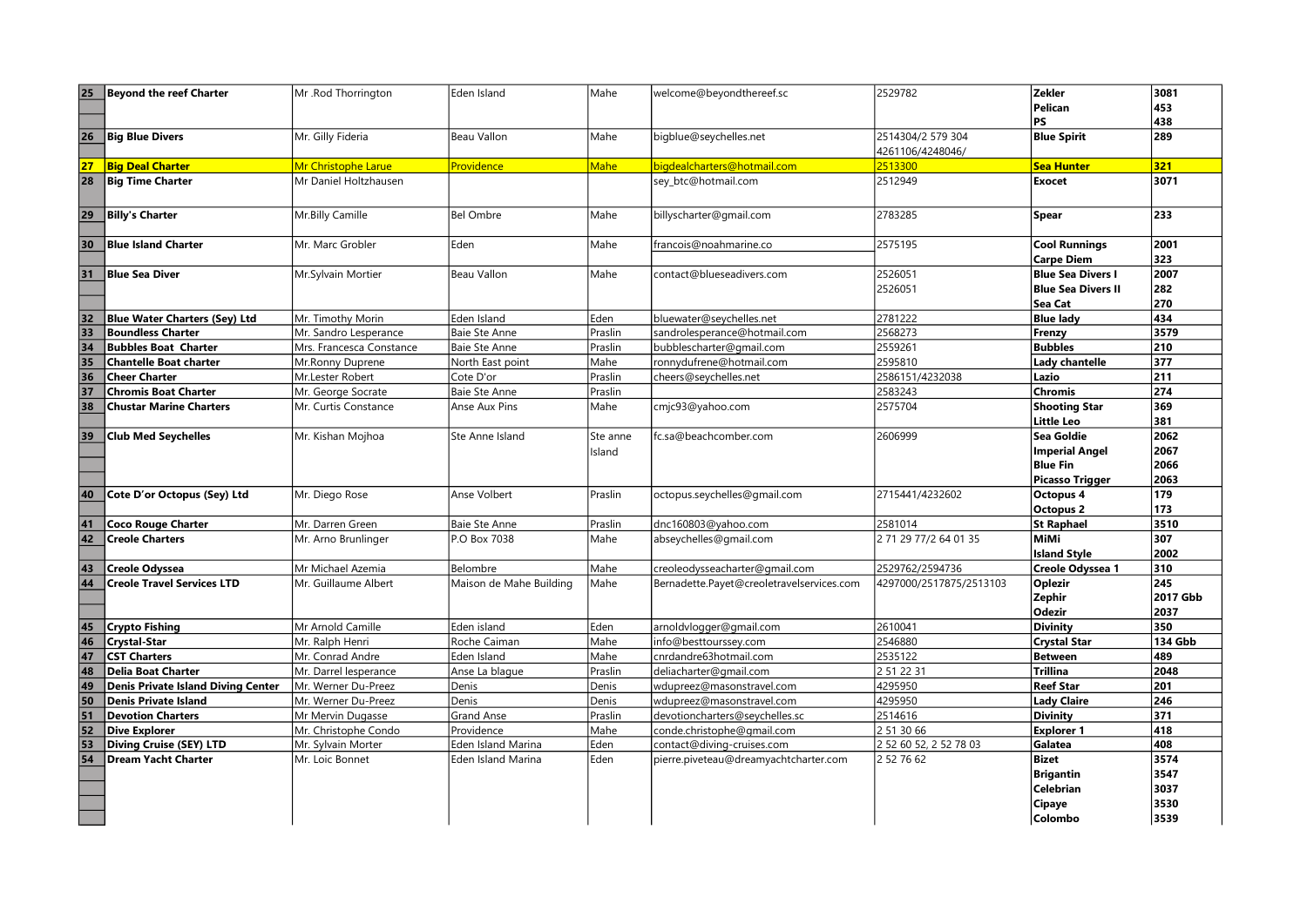| | | | | | | | | |
|---|---|---|---|---|---|---|---|---|
| 25 | **Beyond the reef Charter** | Mr .Rod Thorrington | Eden Island | Mahe | welcome@beyondthereef.sc | 2529782 | **Zekler** | **3081** |
| | | | | | | | **Pelican** | **453** |
| | | | | | | | **PS** | **438** |
| 26 | **Big Blue Divers** | Mr. Gilly Fideria | Beau Vallon | Mahe | bigblue@seychelles.net | 2514304/2 579 304 4261106/4248046/ | **Blue Spirit** | **289** |
| 27 | **Big Deal Charter** | Mr Christophe Larue | Providence | Mahe | bigdealcharters@hotmail.com | 2513300 | **Sea Hunter** | **321** |
| 28 | **Big Time Charter** | Mr Daniel Holtzhausen | | | sey_btc@hotmail.com | 2512949 | **Exocet** | **3071** |
| 29 | **Billy's Charter** | Mr.Billy Camille | Bel Ombre | Mahe | billyscharter@gmail.com | 2783285 | **Spear** | **233** |
| 30 | **Blue Island Charter** | Mr. Marc Grobler | Eden | Mahe | francois@noahmarine.co | 2575195 | **Cool Runnings** | **2001** |
| | | | | | | | **Carpe Diem** | **323** |
| 31 | **Blue Sea Diver** | Mr.Sylvain Mortier | Beau Vallon | Mahe | contact@blueseadivers.com | 2526051 | **Blue Sea Divers I** | **2007** |
| | | | | | | 2526051 | **Blue Sea Divers II** | **282** |
| | | | | | | | **Sea Cat** | **270** |
| 32 | **Blue Water Charters (Sey) Ltd** | Mr. Timothy Morin | Eden Island | Eden | bluewater@seychelles.net | 2781222 | **Blue lady** | **434** |
| 33 | **Boundless Charter** | Mr. Sandro Lesperance | Baie Ste Anne | Praslin | sandrolesperance@hotmail.com | 2568273 | **Frenzy** | **3579** |
| 34 | **Bubbles Boat Charter** | Mrs. Francesca Constance | Baie Ste Anne | Praslin | bubblescharter@gmail.com | 2559261 | **Bubbles** | **210** |
| 35 | **Chantelle Boat charter** | Mr.Ronny Duprene | North East point | Mahe | ronnydufrene@hotmail.com | 2595810 | **Lady chantelle** | **377** |
| 36 | **Cheer Charter** | Mr.Lester Robert | Cote D'or | Praslin | cheers@seychelles.net | 2586151/4232038 | **Lazio** | **211** |
| 37 | **Chromis Boat Charter** | Mr. George Socrate | Baie Ste Anne | Praslin | | 2583243 | **Chromis** | **274** |
| 38 | **Chustar Marine Charters** | Mr. Curtis Constance | Anse Aux Pins | Mahe | cmjc93@yahoo.com | 2575704 | **Shooting Star** | **369** |
| | | | | | | | **Little Leo** | **381** |
| 39 | **Club Med Seychelles** | Mr. Kishan Mojhoa | Ste Anne Island | Ste anne Island | fc.sa@beachcomber.com | 2606999 | **Sea Goldie** | **2062** |
| | | | | | | | **Imperial Angel** | **2067** |
| | | | | | | | **Blue Fin** | **2066** |
| | | | | | | | **Picasso Trigger** | **2063** |
| 40 | **Cote D'or Octopus (Sey) Ltd** | Mr. Diego Rose | Anse Volbert | Praslin | octopus.seychelles@gmail.com | 2715441/4232602 | **Octopus 4** | **179** |
| | | | | | | | **Octopus 2** | **173** |
| 41 | **Coco Rouge Charter** | Mr. Darren Green | Baie Ste Anne | Praslin | dnc160803@yahoo.com | 2581014 | **St Raphael** | **3510** |
| 42 | **Creole Charters** | Mr. Arno Brunlinger | P.O Box 7038 | Mahe | abseychelles@gmail.com | 2 71 29 77/2 64 01 35 | **MiMi** | **307** |
| | | | | | | | **Island Style** | **2002** |
| 43 | **Creole Odyssea** | Mr Michael Azemia | Belombre | Mahe | creoleodysseacharter@gmail.com | 2529762/2594736 | **Creole Odyssea 1** | **310** |
| 44 | **Creole Travel Services LTD** | Mr. Guillaume Albert | Maison de Mahe Building | Mahe | Bernadette.Payet@creoletravelservices.com | 4297000/2517875/2513103 | **Oplezir** | **245** |
| | | | | | | | **Zephir** | **2017 Gbb** |
| | | | | | | | **Odezir** | **2037** |
| 45 | **Crypto Fishing** | Mr Arnold Camille | Eden island | Eden | arnoldvlogger@gmail.com | 2610041 | **Divinity** | **350** |
| 46 | **Crystal-Star** | Mr. Ralph Henri | Roche Caiman | Mahe | info@besttourssey.com | 2546880 | **Crystal Star** | **134 Gbb** |
| 47 | **CST Charters** | Mr. Conrad Andre | Eden Island | Mahe | cnrdandre63hotmail.com | 2535122 | **Between** | **489** |
| 48 | **Delia Boat Charter** | Mr. Darrel lesperance | Anse La blague | Praslin | deliacharter@gmail.com | 2 51 22 31 | **Trillina** | **2048** |
| 49 | **Denis Private Island Diving Center** | Mr. Werner Du-Preez | Denis | Denis | wdupreez@masonstravel.com | 4295950 | **Reef Star** | **201** |
| 50 | **Denis Private Island** | Mr. Werner Du-Preez | Denis | Denis | wdupreez@masonstravel.com | 4295950 | **Lady Claire** | **246** |
| 51 | **Devotion Charters** | Mr Mervin Dugasse | Grand Anse | Praslin | devotioncharters@seychelles.sc | 2514616 | **Divinity** | **371** |
| 52 | **Dive Explorer** | Mr. Christophe Condo | Providence | Mahe | conde.christophe@gmail.com | 2 51 30 66 | **Explorer 1** | **418** |
| 53 | **Diving Cruise (SEY) LTD** | Mr. Sylvain Morter | Eden Island Marina | Eden | contact@diving-cruises.com | 2 52 60 52, 2 52 78 03 | **Galatea** | **408** |
| 54 | **Dream Yacht Charter** | Mr. Loic Bonnet | Eden Island Marina | Eden | pierre.piveteau@dreamyachtcharter.com | 2 52 76 62 | **Bizet** | **3574** |
| | | | | | | | **Brigantin** | **3547** |
| | | | | | | | **Celebrian** | **3037** |
| | | | | | | | **Cipaye** | **3530** |
| | | | | | | | **Colombo** | **3539** |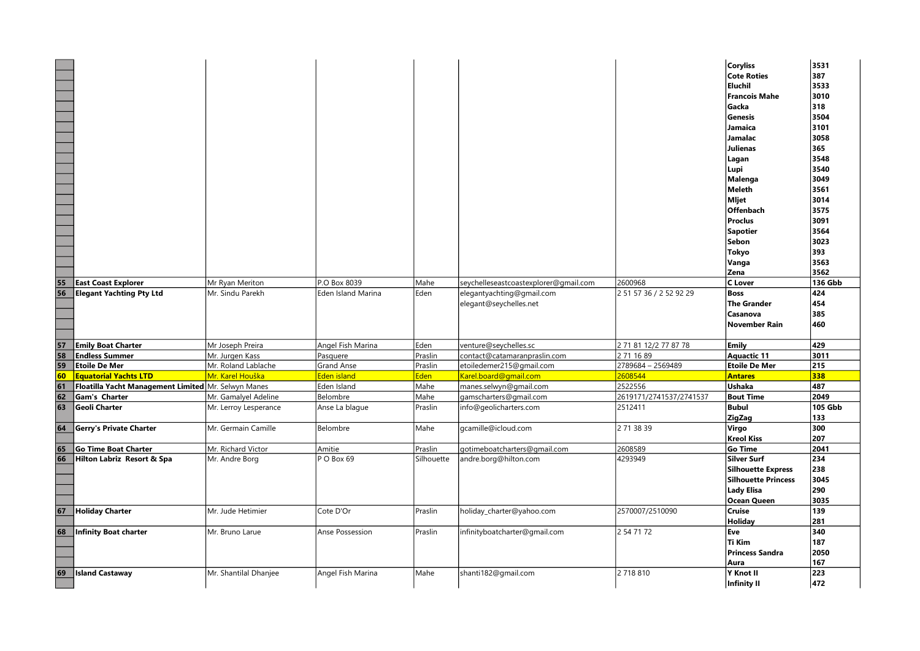| | | | | | | | | |
|---|---|---|---|---|---|---|---|---|
| | | | | | | | **Coryliss** | **3531** |
| | | | | | | | **Cote Roties** | **387** |
| | | | | | | | **Eluchil** | **3533** |
| | | | | | | | **Francois Mahe** | **3010** |
| | | | | | | | **Gacka** | **318** |
| | | | | | | | **Genesis** | **3504** |
| | | | | | | | **Jamaica** | **3101** |
| | | | | | | | **Jamalac** | **3058** |
| | | | | | | | **Julienas** | **365** |
| | | | | | | | **Lagan** | **3548** |
| | | | | | | | **Lupi** | **3540** |
| | | | | | | | **Malenga** | **3049** |
| | | | | | | | **Meleth** | **3561** |
| | | | | | | | **Mljet** | **3014** |
| | | | | | | | **Offenbach** | **3575** |
| | | | | | | | **Proclus** | **3091** |
| | | | | | | | **Sapotier** | **3564** |
| | | | | | | | **Sebon** | **3023** |
| | | | | | | | **Tokyo** | **393** |
| | | | | | | | **Vanga** | **3563** |
| | | | | | | | **Zena** | **3562** |
| **55** | **East Coast Explorer** | Mr Ryan Meriton | P.O Box 8039 | Mahe | seychelleseastcoastexplorer@gmail.com | 2600968 | **C Lover** | **136 Gbb** |
| **56** | **Elegant Yachting Pty Ltd** | Mr. Sindu Parekh | Eden Island Marina | Eden | elegantyachting@gmail.com<br>elegant@seychelles.net | 2 51 57 36 / 2 52 92 29 | **Boss** | **424** |
| | | | | | | | **The Grander** | **454** |
| | | | | | | | **Casanova** | **385** |
| | | | | | | | **November Rain** | **460** |
| **57** | **Emily Boat Charter** | Mr Joseph Preira | Angel Fish Marina | Eden | venture@seychelles.sc | 2 71 81 12/2 77 87 78 | **Emily** | **429** |
| **58** | **Endless Summer** | Mr. Jurgen Kass | Pasquere | Praslin | contact@catamaranpraslin.com | 2 71 16 89 | **Aquactic 11** | **3011** |
| **59** | **Etoile De Mer** | Mr. Roland Lablache | Grand Anse | Praslin | etoiledemer215@gmail.com | 2789684 – 2569489 | **Etoile De Mer** | **215** |
| **60** | **Equatorial Yachts LTD** | Mr. Karel Houška | Eden island | Eden | Karel.board@gmail.com | 2608544 | **Antares** | **338** |
| **61** | **Floatilla Yacht Management Limited** | Mr. Selwyn Manes | Eden Island | Mahe | manes.selwyn@gmail.com | 2522556 | **Ushaka** | **487** |
| **62** | **Gam's Charter** | Mr. Gamalyel Adeline | Belombre | Mahe | gamscharters@gmail.com | 2619171/2741537/2741537 | **Bout Time** | **2049** |
| **63** | **Geoli Charter** | Mr. Lerroy Lesperance | Anse La blague | Praslin | info@geolicharters.com | 2512411 | **Bubul** | **105 Gbb** |
| | | | | | | | **ZigZag** | **133** |
| **64** | **Gerry's Private Charter** | Mr. Germain Camille | Belombre | Mahe | gcamille@icloud.com | 2 71 38 39 | **Virgo** | **300** |
| | | | | | | | **Kreol Kiss** | **207** |
| **65** | **Go Time Boat Charter** | Mr. Richard Victor | Amitie | Praslin | gotimeboatcharters@gmail.com | 2608589 | **Go Time** | **2041** |
| **66** | **Hilton Labriz Resort & Spa** | Mr. Andre Borg | P O Box 69 | Silhouette | andre.borg@hilton.com | 4293949 | **Silver Surf** | **234** |
| | | | | | | | **Silhouette Express** | **238** |
| | | | | | | | **Silhouette Princess** | **3045** |
| | | | | | | | **Lady Elisa** | **290** |
| | | | | | | | **Ocean Queen** | **3035** |
| **67** | **Holiday Charter** | Mr. Jude Hetimier | Cote D'Or | Praslin | holiday_charter@yahoo.com | 2570007/2510090 | **Cruise** | **139** |
| | | | | | | | **Holiday** | **281** |
| **68** | **Infinity Boat charter** | Mr. Bruno Larue | Anse Possession | Praslin | infinityboatcharter@gmail.com | 2 54 71 72 | **Eve** | **340** |
| | | | | | | | **Ti Kim** | **187** |
| | | | | | | | **Princess Sandra** | **2050** |
| | | | | | | | **Aura** | **167** |
| **69** | **Island Castaway** | Mr. Shantilal Dhanjee | Angel Fish Marina | Mahe | shanti182@gmail.com | 2 718 810 | **Y Knot II** | **223** |
| | | | | | | | **Infinity II** | **472** |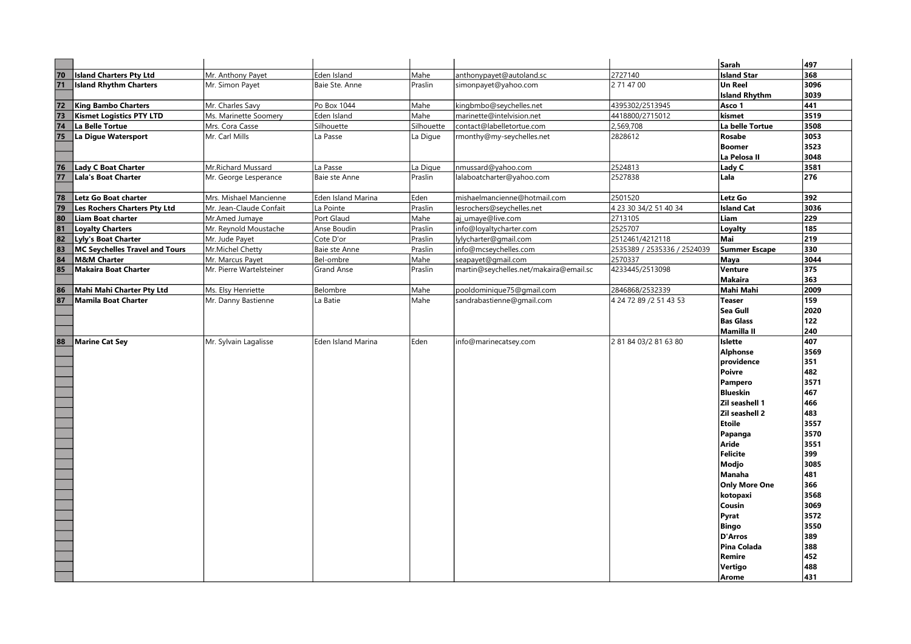| | | | | | | | |
|---|---|---|---|---|---|---|---|
| | | | | | | **Sarah** | **497** |
| **70** | **Island Charters Pty Ltd** | Mr. Anthony Payet | Eden Island | Mahe | anthonypayet@autoland.sc | 2727140 | **Island Star** | **368** |
| **71** | **Island Rhythm Charters** | Mr. Simon Payet | Baie Ste. Anne | Praslin | simonpayet@yahoo.com | 2 71 47 00 | **Un Reel** | **3096** |
| | | | | | | | **Island Rhythm** | **3039** |
| **72** | **King Bambo Charters** | Mr. Charles Savy | Po Box 1044 | Mahe | kingbmbo@seychelles.net | 4395302/2513945 | **Asco 1** | **441** |
| **73** | **Kismet Logistics PTY LTD** | Ms. Marinette Soomery | Eden Island | Mahe | marinette@intelvision.net | 4418800/2715012 | **kismet** | **3519** |
| **74** | **La Belle Tortue** | Mrs. Cora Casse | Silhouette | Silhouette | contact@labelletortue.com | 2,569,708 | **La belle Tortue** | **3508** |
| **75** | **La Digue Watersport** | Mr. Carl Mills | La Passe | La Digue | rmonthy@my-seychelles.net | 2828612 | **Rosabe** | **3053** |
| | | | | | | | **Boomer** | **3523** |
| | | | | | | | **La Pelosa II** | **3048** |
| **76** | **Lady C Boat Charter** | Mr.Richard Mussard | La Passe | La Digue | nmussard@yahoo.com | 2524813 | **Lady C** | **3581** |
| **77** | **Lala's Boat Charter** | Mr. George Lesperance | Baie ste Anne | Praslin | lalaboatcharter@yahoo.com | 2527838 | **Lala** | **276** |
| **78** | **Letz Go Boat charter** | Mrs. Mishael Mancienne | Eden Island Marina | Eden | mishaelmancienne@hotmail.com | 2501520 | **Letz Go** | **392** |
| **79** | **Les Rochers Charters Pty Ltd** | Mr. Jean-Claude Confait | La Pointe | Praslin | lesrochers@seychelles.net | 4 23 30 34/2 51 40 34 | **Island Cat** | **3036** |
| **80** | **Liam Boat charter** | Mr.Amed Jumaye | Port Glaud | Mahe | aj_umaye@live.com | 2713105 | **Liam** | **229** |
| **81** | **Loyalty Charters** | Mr. Reynold Moustache | Anse Boudin | Praslin | info@loyaltycharter.com | 2525707 | **Loyalty** | **185** |
| **82** | **Lyly's Boat Charter** | Mr. Jude Payet | Cote D'or | Praslin | lylycharter@gmail.com | 2512461/4212118 | **Mai** | **219** |
| **83** | **MC Seychelles Travel and Tours** | Mr.Michel Chetty | Baie ste Anne | Praslin | info@mcseychelles.com | 2535389 / 2535336 / 2524039 | **Summer Escape** | **330** |
| **84** | **M&M Charter** | Mr. Marcus Payet | Bel-ombre | Mahe | seapayet@gmail.com | 2570337 | **Maya** | **3044** |
| **85** | **Makaira Boat Charter** | Mr. Pierre Wartelsteiner | Grand Anse | Praslin | martin@seychelles.net/makaira@email.sc | 4233445/2513098 | **Venture** | **375** |
| | | | | | | | **Makaira** | **363** |
| **86** | **Mahi Mahi Charter Pty Ltd** | Ms. Elsy Henriette | Belombre | Mahe | pooldominique75@gmail.com | 2846868/2532339 | **Mahi Mahi** | **2009** |
| **87** | **Mamila Boat Charter** | Mr. Danny Bastienne | La Batie | Mahe | sandrabastienne@gmail.com | 4 24 72 89 /2 51 43 53 | **Teaser** | **159** |
| | | | | | | | **Sea Gull** | **2020** |
| | | | | | | | **Bas Glass** | **122** |
| | | | | | | | **Mamilla II** | **240** |
| **88** | **Marine Cat Sey** | Mr. Sylvain Lagalisse | Eden Island Marina | Eden | info@marinecatsey.com | 2 81 84 03/2 81 63 80 | **Islette** | **407** |
| | | | | | | | **Alphonse** | **3569** |
| | | | | | | | **providence** | **351** |
| | | | | | | | **Poivre** | **482** |
| | | | | | | | **Pampero** | **3571** |
| | | | | | | | **Blueskin** | **467** |
| | | | | | | | **Zil seashell 1** | **466** |
| | | | | | | | **Zil seashell 2** | **483** |
| | | | | | | | **Etoile** | **3557** |
| | | | | | | | **Papanga** | **3570** |
| | | | | | | | **Aride** | **3551** |
| | | | | | | | **Felicite** | **399** |
| | | | | | | | **Modjo** | **3085** |
| | | | | | | | **Manaha** | **481** |
| | | | | | | | **Only More One** | **366** |
| | | | | | | | **kotopaxi** | **3568** |
| | | | | | | | **Cousin** | **3069** |
| | | | | | | | **Pyrat** | **3572** |
| | | | | | | | **Bingo** | **3550** |
| | | | | | | | **D'Arros** | **389** |
| | | | | | | | **Pina Colada** | **388** |
| | | | | | | | **Remire** | **452** |
| | | | | | | | **Vertigo** | **488** |
| | | | | | | | **Arome** | **431** |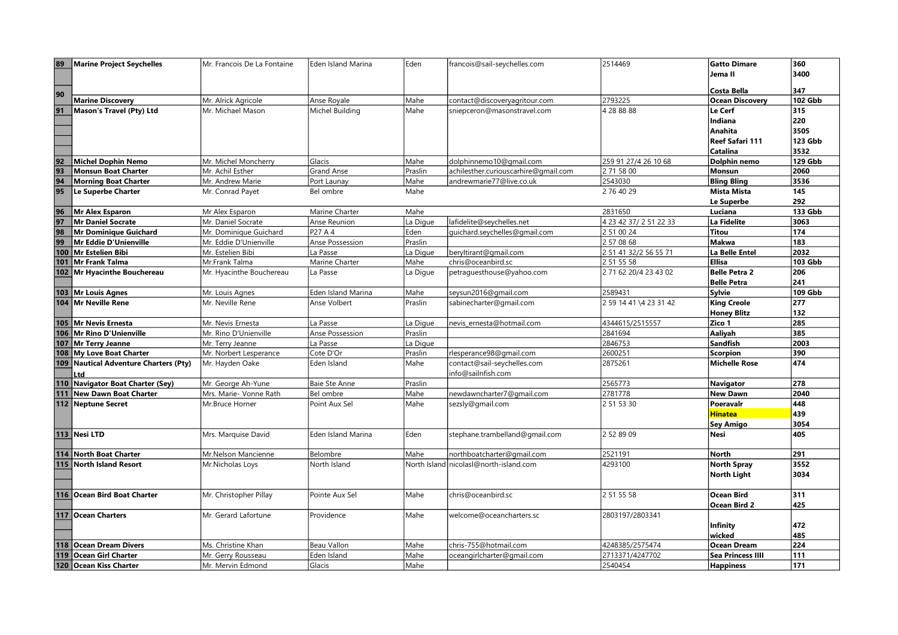| | | | | | | | | |
|---|---|---|---|---|---|---|---|---|
| **89** | **Marine Project Seychelles** | Mr. Francois De La Fontaine | Eden Island Marina | Eden | francois@sail-seychelles.com | 2514469 | **Gatto Dimare** | **360** |
| | | | | | | | **Jema II** | **3400** |
| **90** | | | | | | | **Costa Bella** | **347** |
| | **Marine Discovery** | Mr. Alrick Agricole | Anse Royale | Mahe | contact@discoveryagritour.com | 2793225 | **Ocean Discovery** | **102 Gbb** |
| **91** | **Mason's Travel (Pty) Ltd** | Mr. Michael Mason | Michel Building | Mahe | sniepceron@masonstravel.com | 4 28 88 88 | **Le Cerf** | **315** |
| | | | | | | | **Indiana** | **220** |
| | | | | | | | **Anahita** | **3505** |
| | | | | | | | **Reef Safari 111** | **123 Gbb** |
| | | | | | | | **Catalina** | **3532** |
| **92** | **Michel Dophin Nemo** | Mr. Michel Moncherry | Glacis | Mahe | dolphinnemo10@gmail.com | 259 91 27/4 26 10 68 | **Dolphin nemo** | **129 Gbb** |
| **93** | **Monsun Boat Charter** | Mr. Achil Esther | Grand Anse | Praslin | achilesther.curiouscarhire@gmail.com | 2 71 58 00 | **Monsun** | **2060** |
| **94** | **Morning Boat Charter** | Mr. Andrew Marie | Port Launay | Mahe | andrewmarie77@live.co.uk | 2543030 | **Bling Bling** | **3536** |
| **95** | **Le Superbe Charter** | Mr. Conrad Payet | Bel ombre | Mahe | | 2 76 40 29 | **Mista Mista** | **145** |
| | | | | | | | **Le Superbe** | **292** |
| **96** | **Mr Alex Esparon** | Mr Alex Esparon | Marine Charter | Mahe | | 2831650 | **Luciana** | **133 Gbb** |
| **97** | **Mr Daniel Socrate** | Mr. Daniel Socrate | Anse Reunion | La Digue | lafidelite@seychelles.net | 4 23 42 37/ 2 51 22 33 | **La Fidelite** | **3063** |
| **98** | **Mr Dominique Guichard** | Mr. Dominique Guichard | P27 A 4 | Eden | guichard.seychelles@gmail.com | 2 51 00 24 | **Titou** | **174** |
| **99** | **Mr Eddie D'Unienville** | Mr. Eddie D'Unienville | Anse Possession | Praslin | | 2 57 08 68 | **Makwa** | **183** |
| **100** | **Mr Estelien Bibi** | Mr. Estelien Bibi | La Passe | La Digue | beryltirant@gmail.com | 2 51 41 32/2 56 55 71 | **La Belle Entel** | **2032** |
| **101** | **Mr Frank Talma** | Mr.Frank Talma | Marine Charter | Mahe | chris@oceanbird.sc | 2 51 55 58 | **Ellisa** | **103 Gbb** |
| **102** | **Mr Hyacinthe Bouchereau** | Mr. Hyacinthe Bouchereau | La Passe | La Digue | petraguesthouse@yahoo.com | 2 71 62 20/4 23 43 02 | **Belle Petra 2** | **206** |
| | | | | | | | **Belle Petra** | **241** |
| **103** | **Mr Louis Agnes** | Mr. Louis Agnes | Eden Island Marina | Mahe | seysun2016@gmail.com | 2589431 | **Sylvie** | **109 Gbb** |
| **104** | **Mr Neville Rene** | Mr. Neville Rene | Anse Volbert | Praslin | sabinecharter@gmail.com | 2 59 14 41 \4 23 31 42 | **King Creole** | **277** |
| | | | | | | | **Honey Blitz** | **132** |
| **105** | **Mr Nevis Ernesta** | Mr. Nevis Ernesta | La Passe | La Digue | nevis_ernesta@hotmail.com | 4344615/2515557 | **Zico 1** | **285** |
| **106** | **Mr Rino D'Unienville** | Mr. Rino D'Unienville | Anse Possession | Praslin | | 2841694 | **Aaliyah** | **385** |
| **107** | **Mr Terry Jeanne** | Mr. Terry Jeanne | La Passe | La Digue | | 2846753 | **Sandfish** | **2003** |
| **108** | **My Love Boat Charter** | Mr. Norbert Lesperance | Cote D'Or | Praslin | rlesperance98@gmail.com | 2600251 | **Scorpion** | **390** |
| **109** | **Nautical Adventure Charters (Pty) Ltd** | Mr. Hayden Oake | Eden Island | Mahe | contact@sail-seychelles.com info@sailnfish.com | 2875261 | **Michelle Rose** | **474** |
| **110** | **Navigator Boat Charter (Sey)** | Mr. George Ah-Yune | Baie Ste Anne | Praslin | | 2565773 | **Navigator** | **278** |
| **111** | **New Dawn Boat Charter** | Mrs. Marie- Vonne Rath | Bel ombre | Mahe | newdawncharter7@gmail.com | 2781778 | **New Dawn** | **2040** |
| **112** | **Neptune Secret** | Mr.Bruce Horner | Point Aux Sel | Mahe | sezsly@gmail.com | 2 51 53 30 | **Poeravalr** | **448** |
| | | | | | | | **Hinatea** | **439** |
| | | | | | | | **Sey Amigo** | **3054** |
| **113** | **Nesi LTD** | Mrs. Marquise David | Eden Island Marina | Eden | stephane.trambelland@gmail.com | 2 52 89 09 | **Nesi** | **405** |
| **114** | **North Boat Charter** | Mr.Nelson Mancienne | Belombre | Mahe | northboatcharter@gmail.com | 2521191 | **North** | **291** |
| **115** | **North Island Resort** | Mr.Nicholas Loys | North Island | North Island | nicolasl@north-island.com | 4293100 | **North Spray** | **3552** |
| | | | | | | | **North Light** | **3034** |
| **116** | **Ocean Bird Boat Charter** | Mr. Christopher Pillay | Pointe Aux Sel | Mahe | chris@oceanbird.sc | 2 51 55 58 | **Ocean Bird** | **311** |
| | | | | | | | **Ocean Bird 2** | **425** |
| **117** | **Ocean Charters** | Mr. Gerard Lafortune | Providence | Mahe | welcome@oceancharters.sc | 2803197/2803341 | | |
| | | | | | | | **Infinity** | **472** |
| | | | | | | | **wicked** | **485** |
| **118** | **Ocean Dream Divers** | Ms. Christine Khan | Beau Vallon | Mahe | chris-755@hotmail.com | 4248385/2575474 | **Ocean Dream** | **224** |
| **119** | **Ocean Girl Charter** | Mr. Gerry Rousseau | Eden Island | Mahe | oceangirlcharter@gmail.com | 2713371/4247702 | **Sea Princess IIII** | **111** |
| **120** | **Ocean Kiss Charter** | Mr. Mervin Edmond | Glacis | Mahe | | 2540454 | **Happiness** | **171** |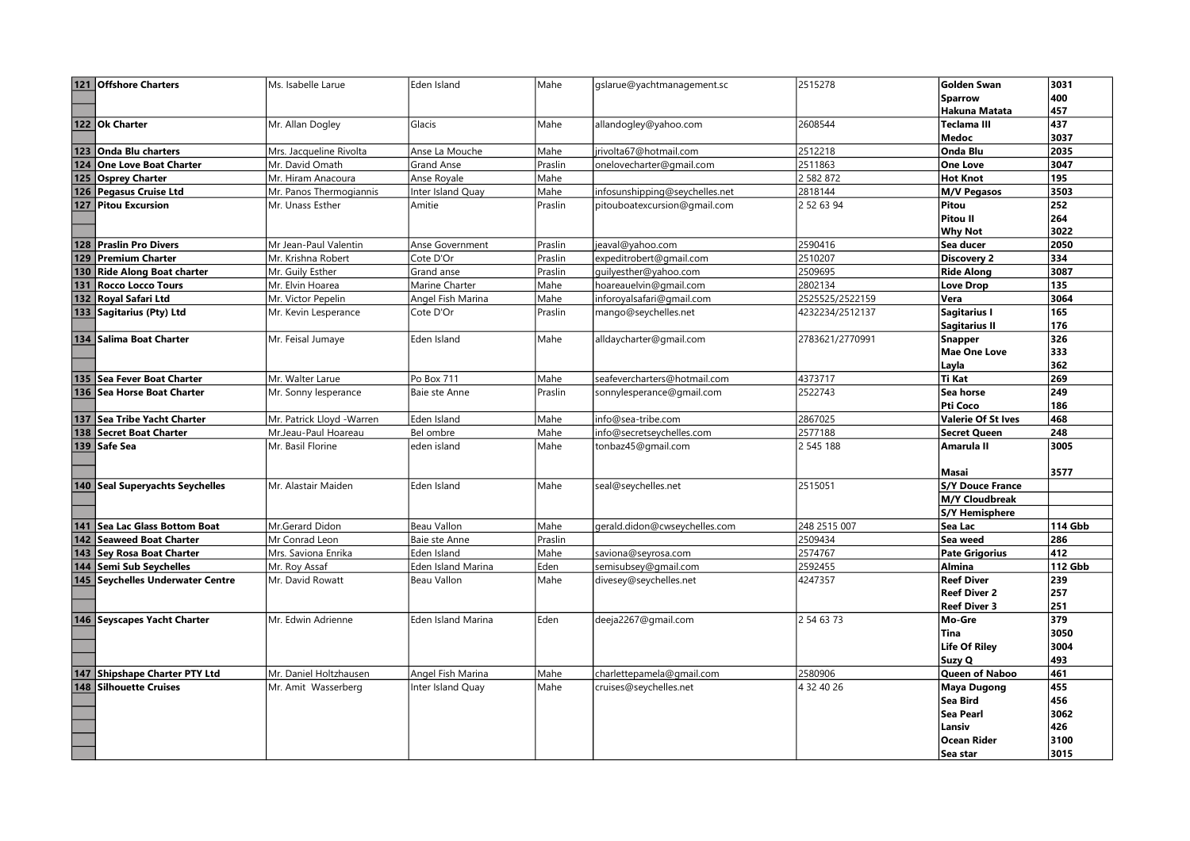| | | | | | | | | |
|---|---|---|---|---|---|---|---|---|
| 121 | **Offshore Charters** | Ms. Isabelle Larue | Eden Island | Mahe | gslarue@yachtmanagement.sc | 2515278 | **Golden Swan** | **3031** |
| | | | | | | | **Sparrow** | **400** |
| | | | | | | | **Hakuna Matata** | **457** |
| 122 | **Ok Charter** | Mr. Allan Dogley | Glacis | Mahe | allandogley@yahoo.com | 2608544 | **Teclama III** | **437** |
| | | | | | | | **Medoc** | **3037** |
| 123 | **Onda Blu charters** | Mrs. Jacqueline Rivolta | Anse La Mouche | Mahe | jrivolta67@hotmail.com | 2512218 | **Onda Blu** | **2035** |
| 124 | **One Love Boat Charter** | Mr. David Omath | Grand Anse | Praslin | onelovecharter@gmail.com | 2511863 | **One Love** | **3047** |
| 125 | **Osprey Charter** | Mr. Hiram Anacoura | Anse Royale | Mahe | | 2 582 872 | **Hot Knot** | **195** |
| 126 | **Pegasus Cruise Ltd** | Mr. Panos Thermogiannis | Inter Island Quay | Mahe | infosunshipping@seychelles.net | 2818144 | **M/V Pegasos** | **3503** |
| 127 | **Pitou Excursion** | Mr. Unass Esther | Amitie | Praslin | pitouboatexcursion@gmail.com | 2 52 63 94 | **Pitou** | **252** |
| | | | | | | | **Pitou II** | **264** |
| | | | | | | | **Why Not** | **3022** |
| 128 | **Praslin Pro Divers** | Mr Jean-Paul Valentin | Anse Government | Praslin | jeaval@yahoo.com | 2590416 | **Sea ducer** | **2050** |
| 129 | **Premium Charter** | Mr. Krishna Robert | Cote D'Or | Praslin | expeditrobert@gmail.com | 2510207 | **Discovery 2** | **334** |
| 130 | **Ride Along Boat charter** | Mr. Guily Esther | Grand anse | Praslin | guilyesther@yahoo.com | 2509695 | **Ride Along** | **3087** |
| 131 | **Rocco Locco Tours** | Mr. Elvin Hoarea | Marine Charter | Mahe | hoareauelvin@gmail.com | 2802134 | **Love Drop** | **135** |
| 132 | **Royal Safari Ltd** | Mr. Victor Pepelin | Angel Fish Marina | Mahe | inforoyalsafari@gmail.com | 2525525/2522159 | **Vera** | **3064** |
| 133 | **Sagitarius (Pty) Ltd** | Mr. Kevin Lesperance | Cote D'Or | Praslin | mango@seychelles.net | 4232234/2512137 | **Sagitarius I** | **165** |
| | | | | | | | **Sagitarius II** | **176** |
| 134 | **Salima Boat Charter** | Mr. Feisal Jumaye | Eden Island | Mahe | alldaycharter@gmail.com | 2783621/2770991 | **Snapper** | **326** |
| | | | | | | | **Mae One Love** | **333** |
| | | | | | | | **Layla** | **362** |
| 135 | **Sea Fever Boat Charter** | Mr. Walter Larue | Po Box 711 | Mahe | seafevercharters@hotmail.com | 4373717 | **Ti Kat** | **269** |
| 136 | **Sea Horse Boat Charter** | Mr. Sonny lesperance | Baie ste Anne | Praslin | sonnylesperance@gmail.com | 2522743 | **Sea horse** | **249** |
| | | | | | | | **Pti Coco** | **186** |
| 137 | **Sea Tribe Yacht Charter** | Mr. Patrick Lloyd -Warren | Eden Island | Mahe | info@sea-tribe.com | 2867025 | **Valerie Of St Ives** | **468** |
| 138 | **Secret Boat Charter** | Mr.Jeau-Paul Hoareau | Bel ombre | Mahe | info@secretseychelles.com | 2577188 | **Secret Queen** | **248** |
| 139 | **Safe Sea** | Mr. Basil Florine | eden island | Mahe | tonbaz45@gmail.com | 2 545 188 | **Amarula II** | **3005** |
| | | | | | | | **Masai** | **3577** |
| 140 | **Seal Superyachts Seychelles** | Mr. Alastair Maiden | Eden Island | Mahe | seal@seychelles.net | 2515051 | **S/Y Douce France** | |
| | | | | | | | **M/Y Cloudbreak** | |
| | | | | | | | **S/Y Hemisphere** | |
| 141 | **Sea Lac Glass Bottom Boat** | Mr.Gerard Didon | Beau Vallon | Mahe | gerald.didon@cwseychelles.com | 248 2515 007 | **Sea Lac** | **114 Gbb** |
| 142 | **Seaweed Boat Charter** | Mr Conrad Leon | Baie ste Anne | Praslin | | 2509434 | **Sea weed** | **286** |
| 143 | **Sey Rosa Boat Charter** | Mrs. Saviona Enrika | Eden Island | Mahe | saviona@seyrosa.com | 2574767 | **Pate Grigorius** | **412** |
| 144 | **Semi Sub Seychelles** | Mr. Roy Assaf | Eden Island Marina | Eden | semisubsey@gmail.com | 2592455 | **Almina** | **112 Gbb** |
| 145 | **Seychelles Underwater Centre** | Mr. David Rowatt | Beau Vallon | Mahe | divesey@seychelles.net | 4247357 | **Reef Diver** | **239** |
| | | | | | | | **Reef Diver 2** | **257** |
| | | | | | | | **Reef Diver 3** | **251** |
| 146 | **Seyscapes Yacht Charter** | Mr. Edwin Adrienne | Eden Island Marina | Eden | deeja2267@gmail.com | 2 54 63 73 | **Mo-Gre** | **379** |
| | | | | | | | **Tina** | **3050** |
| | | | | | | | **Life Of Riley** | **3004** |
| | | | | | | | **Suzy Q** | **493** |
| 147 | **Shipshape Charter PTY Ltd** | Mr. Daniel Holtzhausen | Angel Fish Marina | Mahe | charlettepamela@gmail.com | 2580906 | **Queen of Naboo** | **461** |
| 148 | **Silhouette Cruises** | Mr. Amit Wasserberg | Inter Island Quay | Mahe | cruises@seychelles.net | 4 32 40 26 | **Maya Dugong** | **455** |
| | | | | | | | **Sea Bird** | **456** |
| | | | | | | | **Sea Pearl** | **3062** |
| | | | | | | | **Lansiv** | **426** |
| | | | | | | | **Ocean Rider** | **3100** |
| | | | | | | | **Sea star** | **3015** |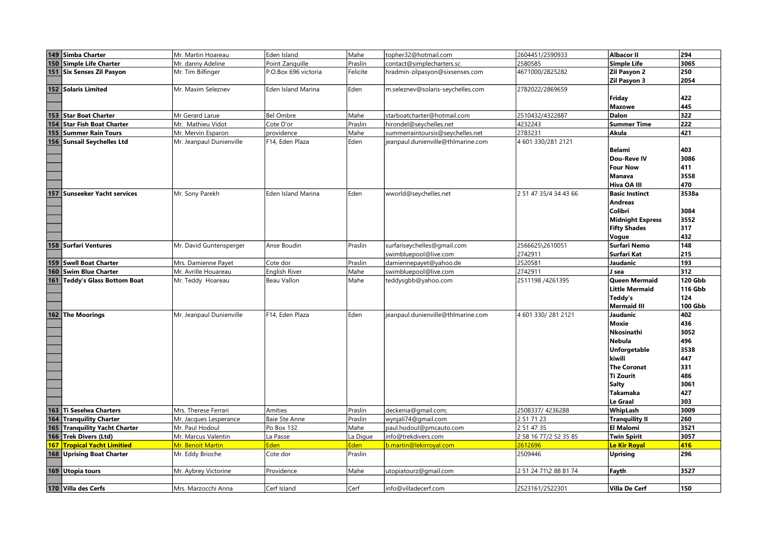| | | | | | | | | |
|---|---|---|---|---|---|---|---|---|
| 149 | **Simba Charter** | Mr. Martin Hoareau | Eden Island | Mahe | topher32@hotmail.com | 2604451/2590933 | **Albacor II** | **294** |
| 150 | **Simple Life Charter** | Mr. danny Adeline | Point Zanquille | Praslin | contact@simplecharters.sc | 2580585 | **Simple Life** | **3065** |
| 151 | **Six Senses Zil Pasyon** | Mr. Tim Bilfinger | P.O.Box 696 victoria | Felicite | hradmin-zilpasyon@sixsenses.com | 4671000/2825282 | **Zil Pasyon 2** | **250** |
| | | | | | | | **Zil Pasyon 3** | **2054** |
| 152 | **Solaris Limited** | Mr. Maxim Seleznev | Eden Island Marina | Eden | m.seleznev@solaris-seychelles.com | 2782022/2869659 | | |
| | | | | | | | **Friday** | **422** |
| | | | | | | | **Mazowe** | **445** |
| 153 | **Star Boat Charter** | Mr Gerard Larue | Bel Ombre | Mahe | starboatcharter@hotmail.com | 2510432/4322887 | **Dalon** | **322** |
| 154 | **Star Fish Boat Charter** | Mr. Mathieu Vidot | Cote D'or | Praslin | hirondel@seychelles.net | 4232243 | **Summer Time** | **222** |
| 155 | **Summer Rain Tours** | Mr. Mervin Esparon | providence | Mahe | summerraintoursis@seychelles.net | 2783231 | **Akula** | **421** |
| 156 | **Sunsail Seychelles Ltd** | Mr. Jeanpaul Dunienville | F14, Eden Plaza | Eden | jeanpaul.dunienville@thlmarine.com | 4 601 330/281 2121 | | |
| | | | | | | | **Belami** | **403** |
| | | | | | | | **Dou-Reve IV** | **3086** |
| | | | | | | | **Four Now** | **411** |
| | | | | | | | **Manava** | **3558** |
| | | | | | | | **Hiva OA III** | **470** |
| 157 | **Sunseeker Yacht services** | Mr. Sony Parekh | Eden Island Marina | Eden | wworld@seychelles.net | 2 51 47 35/4 34 43 66 | **Basic Instinct** | **3538a** |
| | | | | | | | **Andreas** | |
| | | | | | | | **Colibri** | **3084** |
| | | | | | | | **Midnight Express** | **3552** |
| | | | | | | | **Fifty Shades** | **317** |
| | | | | | | | **Vogue** | **432** |
| 158 | **Surfari Ventures** | Mr. David Guntensperger | Anse Boudin | Praslin | surfariseychelles@gmail.com | 2566625\2610051 | **Surfari Nemo** | **148** |
| | | | | | swimbluepool@live.com | 2742911 | **Surfari Kat** | **215** |
| 159 | **Swell Boat Charter** | Mrs. Damienne Payet | Cote dor | Praslin | damiennepayet@yahoo.de | 2520581 | **Jaudanic** | **193** |
| 160 | **Swim Blue Charter** | Mr. Avrille Houareau | English River | Mahe | swimbluepool@live.com | 2742911 | **J sea** | **312** |
| 161 | **Teddy's Glass Bottom Boat** | Mr. Teddy Hoareau | Beau Vallon | Mahe | teddysgbb@yahoo.com | 2511198 /4261395 | **Queen Mermaid** | **120 Gbb** |
| | | | | | | | **Little Mermaid** | **116 Gbb** |
| | | | | | | | **Teddy's** | **124** |
| | | | | | | | **Mermaid III** | **100 Gbb** |
| 162 | **The Moorings** | Mr. Jeanpaul Dunienville | F14, Eden Plaza | Eden | jeanpaul.dunienville@thlmarine.com | 4 601 330/ 281 2121 | **Jaudanic** | **402** |
| | | | | | | | **Moxie** | **436** |
| | | | | | | | **Nkosinathi** | **3052** |
| | | | | | | | **Nebula** | **496** |
| | | | | | | | **Unforgetable** | **3538** |
| | | | | | | | **kiwili** | **447** |
| | | | | | | | **The Coronat** | **331** |
| | | | | | | | **Ti Zourit** | **486** |
| | | | | | | | **Salty** | **3061** |
| | | | | | | | **Takamaka** | **427** |
| | | | | | | | **Le Graal** | **303** |
| 163 | **Ti Seselwa Charters** | Mrs. Therese Ferrari | Amities | Praslin | deckenia@gmail.com; | 2508337/ 4236288 | **WhipLash** | **3009** |
| 164 | **Tranquility Charter** | Mr. Jacques Lesperance | Baie Ste Anne | Praslin | wynjali74@gmail.com | 2 51 71 23 | **Tranquility II** | **260** |
| 165 | **Tranquility Yacht Charter** | Mr. Paul Hodoul | Po Box 132 | Mahe | paul.hodoul@pmcauto.com | 2 51 47 35 | **El Malomi** | **3521** |
| 166 | **Trek Divers (Ltd)** | Mr. Marcus Valentin | La Passe | La Digue | info@trekdivers.com | 2 58 16 77/2 52 35 85 | **Twin Spirit** | **3057** |
| 167 | **Tropical Yacht Limitied** | Mr. Benoit Martin | Eden | Eden | b.martin@lekirroyal.com | 2612696 | **Le Kir Royal** | **416** |
| 168 | **Uprising Boat Charter** | Mr. Eddy Brioche | Cote dor | Praslin | | 2509446 | **Uprising** | **296** |
| | | | | | | | | |
| 169 | **Utopia tours** | Mr. Aybrey Victorine | Providence | Mahe | utopiatourz@gmail.com | 2 51 24 71\2 88 81 74 | **Fayth** | **3527** |
| | | | | | | | | |
| 170 | **Villa des Cerfs** | Mrs. Marzocchi Anna | Cerf Island | Cerf | info@villadecerf.com | 2523161/2522301 | **Villa De Cerf** | **150** |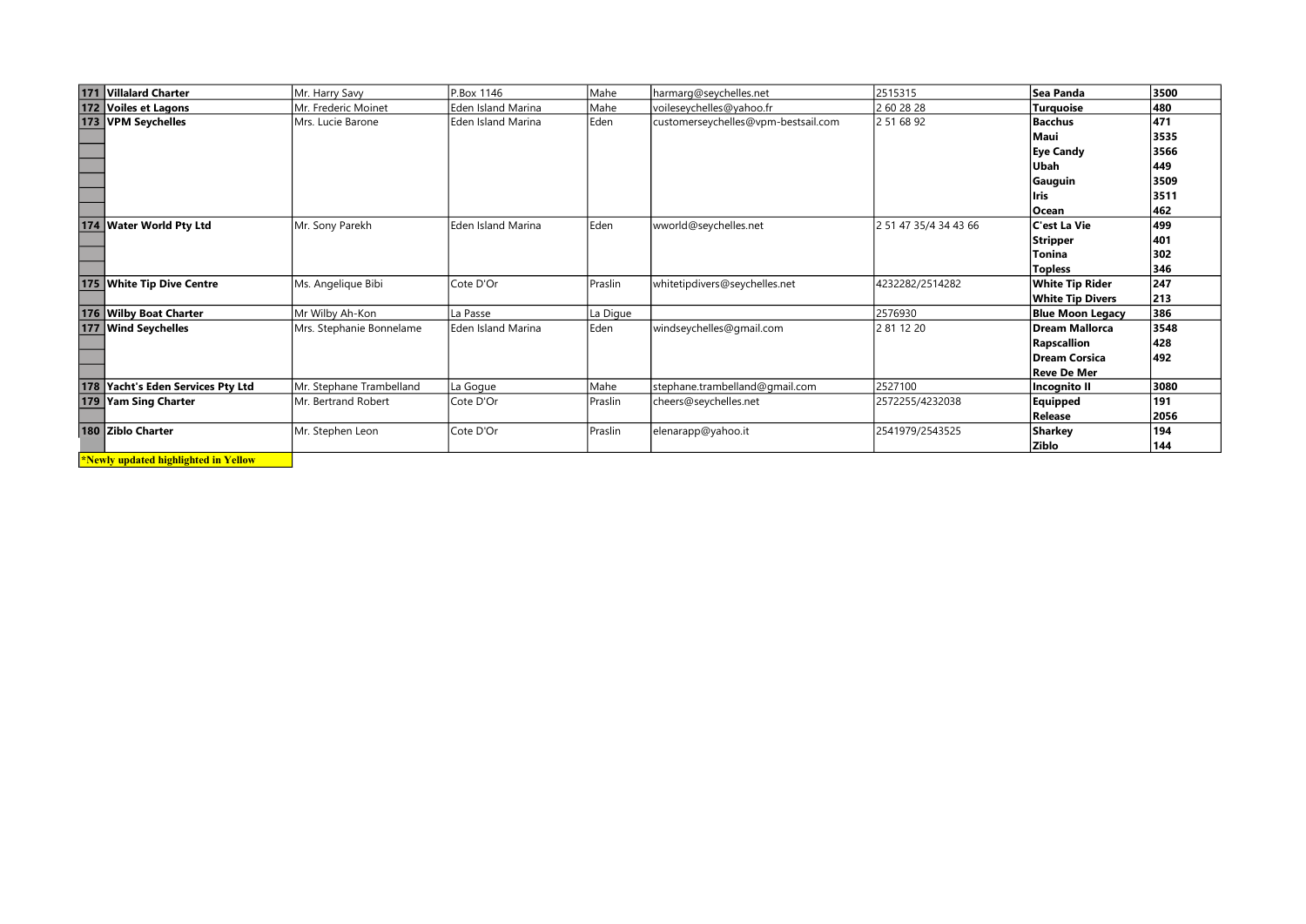| | | | | | | | | |
|---|---|---|---|---|---|---|---|---|
| 171 | **Villalard Charter** | Mr. Harry Savy | P.Box 1146 | Mahe | harmarg@seychelles.net | 2515315 | **Sea Panda** | **3500** |
| 172 | **Voiles et Lagons** | Mr. Frederic Moinet | Eden Island Marina | Mahe | voileseychelles@yahoo.fr | 2 60 28 28 | **Turquoise** | **480** |
| 173 | **VPM Seychelles** | Mrs. Lucie Barone | Eden Island Marina | Eden | customerseychelles@vpm-bestsail.com | 2 51 68 92 | **Bacchus** | **471** |
| | | | | | | | **Maui** | **3535** |
| | | | | | | | **Eye Candy** | **3566** |
| | | | | | | | **Ubah** | **449** |
| | | | | | | | **Gauguin** | **3509** |
| | | | | | | | **Iris** | **3511** |
| | | | | | | | **Ocean** | **462** |
| 174 | **Water World Pty Ltd** | Mr. Sony Parekh | Eden Island Marina | Eden | wworld@seychelles.net | 2 51 47 35/4 34 43 66 | **C'est La Vie** | **499** |
| | | | | | | | **Stripper** | **401** |
| | | | | | | | **Tonina** | **302** |
| | | | | | | | **Topless** | **346** |
| 175 | **White Tip Dive Centre** | Ms. Angelique Bibi | Cote D'Or | Praslin | whitetipdivers@seychelles.net | 4232282/2514282 | **White Tip Rider** | **247** |
| | | | | | | | **White Tip Divers** | **213** |
| 176 | **Wilby Boat Charter** | Mr Wilby Ah-Kon | La Passe | La Digue | | 2576930 | **Blue Moon Legacy** | **386** |
| 177 | **Wind Seychelles** | Mrs. Stephanie Bonnelame | Eden Island Marina | Eden | windseychelles@gmail.com | 2 81 12 20 | **Dream Mallorca** | **3548** |
| | | | | | | | **Rapscallion** | **428** |
| | | | | | | | **Dream Corsica** | **492** |
| | | | | | | | **Reve De Mer** | |
| 178 | **Yacht's Eden Services Pty Ltd** | Mr. Stephane Trambelland | La Gogue | Mahe | stephane.trambelland@gmail.com | 2527100 | **Incognito II** | **3080** |
| 179 | **Yam Sing Charter** | Mr. Bertrand Robert | Cote D'Or | Praslin | cheers@seychelles.net | 2572255/4232038 | **Equipped** | **191** |
| | | | | | | | **Release** | **2056** |
| 180 | **Ziblo Charter** | Mr. Stephen Leon | Cote D'Or | Praslin | elenarapp@yahoo.it | 2541979/2543525 | **Sharkey** | **194** |
| | | | | | | | **Ziblo** | **144** |

**\*Newly updated highlighted in Yellow**